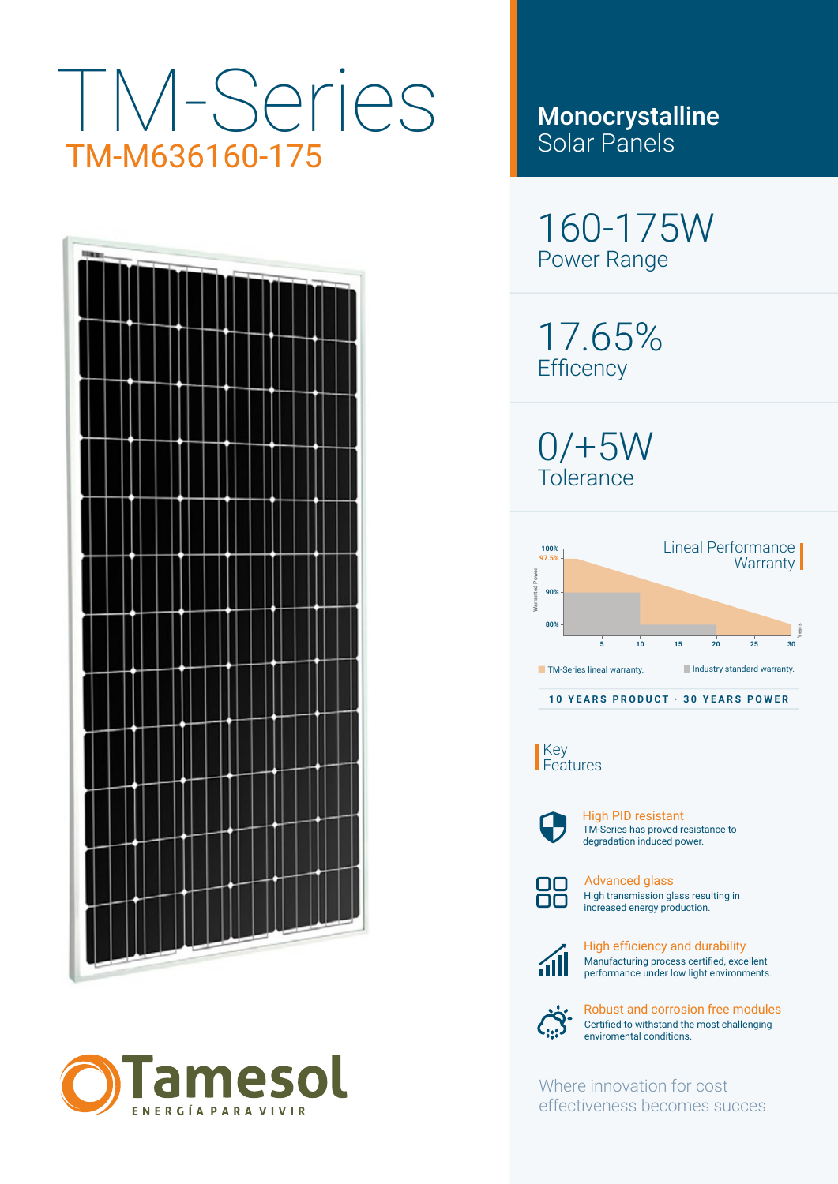# TM-Series

## TM-M636160-175

**Monocrystalline**
Solar Panels

160-175W
Power Range

17.65%
Efficency

0/+5W
Tolerance

### Lineal Performance Warranty

TM-Series lineal warranty. Industry standard warranty.

**10 YEARS PRODUCT · 30 YEARS POWER**

### Key Features

**High PID resistant**
TM-Series has proved resistance to degradation induced power.

**Advanced glass**
High transmission glass resulting in increased energy production.

**High efficiency and durability**
Manufacturing process certified, excellent performance under low light environments.

**Robust and corrosion free modules**
Certified to withstand the most challenging enviromental conditions.

Where innovation for cost effectiveness becomes succes.

Tamesol
ENERGÍA PARA VIVIR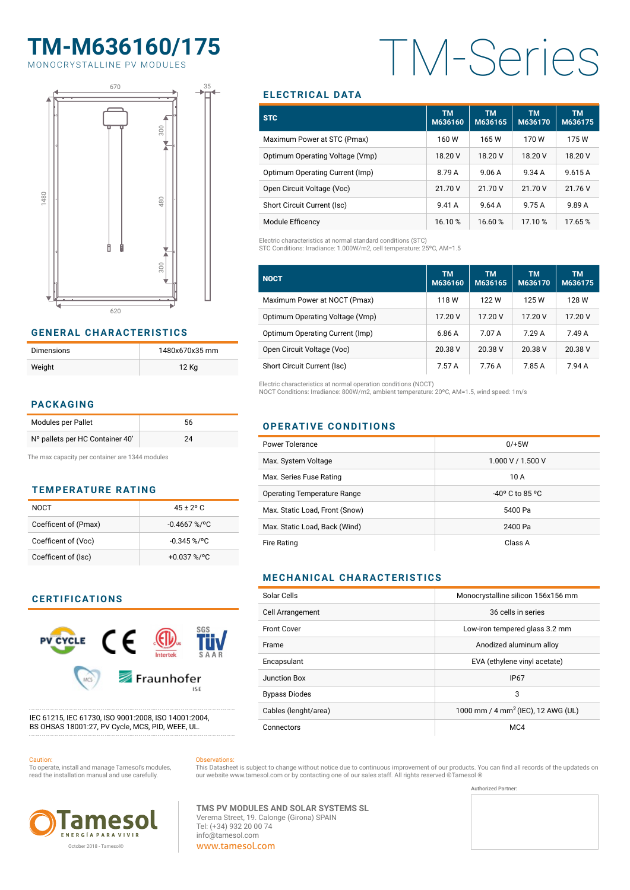# TM-M636160/175

MONOCRYSTALLINE PV MODULES

# TM-Series

670

35

1480

300

480

300

620

## GENERAL CHARACTERISTICS

| | |
|---|---|
| Dimensions | 1480x670x35 mm |
| Weight | 12 Kg |

## PACKAGING

| | |
|---|---|
| Modules per Pallet | 56 |
| Nº pallets per HC Container 40' | 24 |

The max capacity per container are 1344 modules

## TEMPERATURE RATING

| | |
|---|---|
| NOCT | 45 ± 2º C |
| Coefficent of (Pmax) | -0.4667 %/°C |
| Coefficent of (Voc) | -0.345 %/°C |
| Coefficent of (Isc) | +0.037 %/°C |

## CERTIFICATIONS

PV CYCLE, CE, Intertek, SGS TÜV SAAR, MCS, Fraunhofer ISE

IEC 61215, IEC 61730, ISO 9001:2008, ISO 14001:2004, BS OHSAS 18001:27, PV Cycle, MCS, PID, WEEE, UL.

## ELECTRICAL DATA

| STC | TM M636160 | TM M636165 | TM M636170 | TM M636175 |
|---|---|---|---|---|
| Maximum Power at STC (Pmax) | 160 W | 165 W | 170 W | 175 W |
| Optimum Operating Voltage (Vmp) | 18.20 V | 18.20 V | 18.20 V | 18.20 V |
| Optimum Operating Current (Imp) | 8.79 A | 9.06 A | 9.34 A | 9.615 A |
| Open Circuit Voltage (Voc) | 21.70 V | 21.70 V | 21.70 V | 21.76 V |
| Short Circuit Current (Isc) | 9.41 A | 9.64 A | 9.75 A | 9.89 A |
| Module Efficency | 16.10 % | 16.60 % | 17.10 % | 17.65 % |

Electric characteristics at normal standard conditions (STC)
STC Conditions: Irradiance: 1.000W/m2, cell temperature: 25ºC, AM=1.5

| NOCT | TM M636160 | TM M636165 | TM M636170 | TM M636175 |
|---|---|---|---|---|
| Maximum Power at NOCT (Pmax) | 118 W | 122 W | 125 W | 128 W |
| Optimum Operating Voltage (Vmp) | 17.20 V | 17.20 V | 17.20 V | 17.20 V |
| Optimum Operating Current (Imp) | 6.86 A | 7.07 A | 7.29 A | 7.49 A |
| Open Circuit Voltage (Voc) | 20.38 V | 20.38 V | 20.38 V | 20.38 V |
| Short Circuit Current (Isc) | 7.57 A | 7.76 A | 7.85 A | 7.94 A |

Electric characteristics at normal operation conditions (NOCT)
NOCT Conditions: Irradiance: 800W/m2, ambient temperature: 20ºC, AM=1.5, wind speed: 1m/s

## OPERATIVE CONDITIONS

| | |
|---|---|
| Power Tolerance | 0/+5W |
| Max. System Voltage | 1.000 V / 1.500 V |
| Max. Series Fuse Rating | 10 A |
| Operating Temperature Range | -40º C to 85 ºC |
| Max. Static Load, Front (Snow) | 5400 Pa |
| Max. Static Load, Back (Wind) | 2400 Pa |
| Fire Rating | Class A |

## MECHANICAL CHARACTERISTICS

| | |
|---|---|
| Solar Cells | Monocrystalline silicon 156x156 mm |
| Cell Arrangement | 36 cells in series |
| Front Cover | Low-iron tempered glass 3.2 mm |
| Frame | Anodized aluminum alloy |
| Encapsulant | EVA (ethylene vinyl acetate) |
| Junction Box | IP67 |
| Bypass Diodes | 3 |
| Cables (lenght/area) | 1000 mm / 4 mm$^2$ (IEC), 12 AWG (UL) |
| Connectors | MC4 |

Caution:
To operate, install and manage Tamesol's modules, read the installation manual and use carefully.

Observations:
This Datasheet is subject to change without notice due to continuous improvement of our products. You can find all records of the updateds on our website www.tamesol.com or by contacting one of our sales staff. All rights reserved ©Tamesol ®

Tamesol ENERGÍA PARA VIVIR

October 2018 - Tamesol©

**TMS PV MODULES AND SOLAR SYSTEMS SL**
Verema Street, 19. Calonge (Girona) SPAIN
Tel: (+34) 932 20 00 74
info@tamesol.com
www.tamesol.com

Authorized Partner: